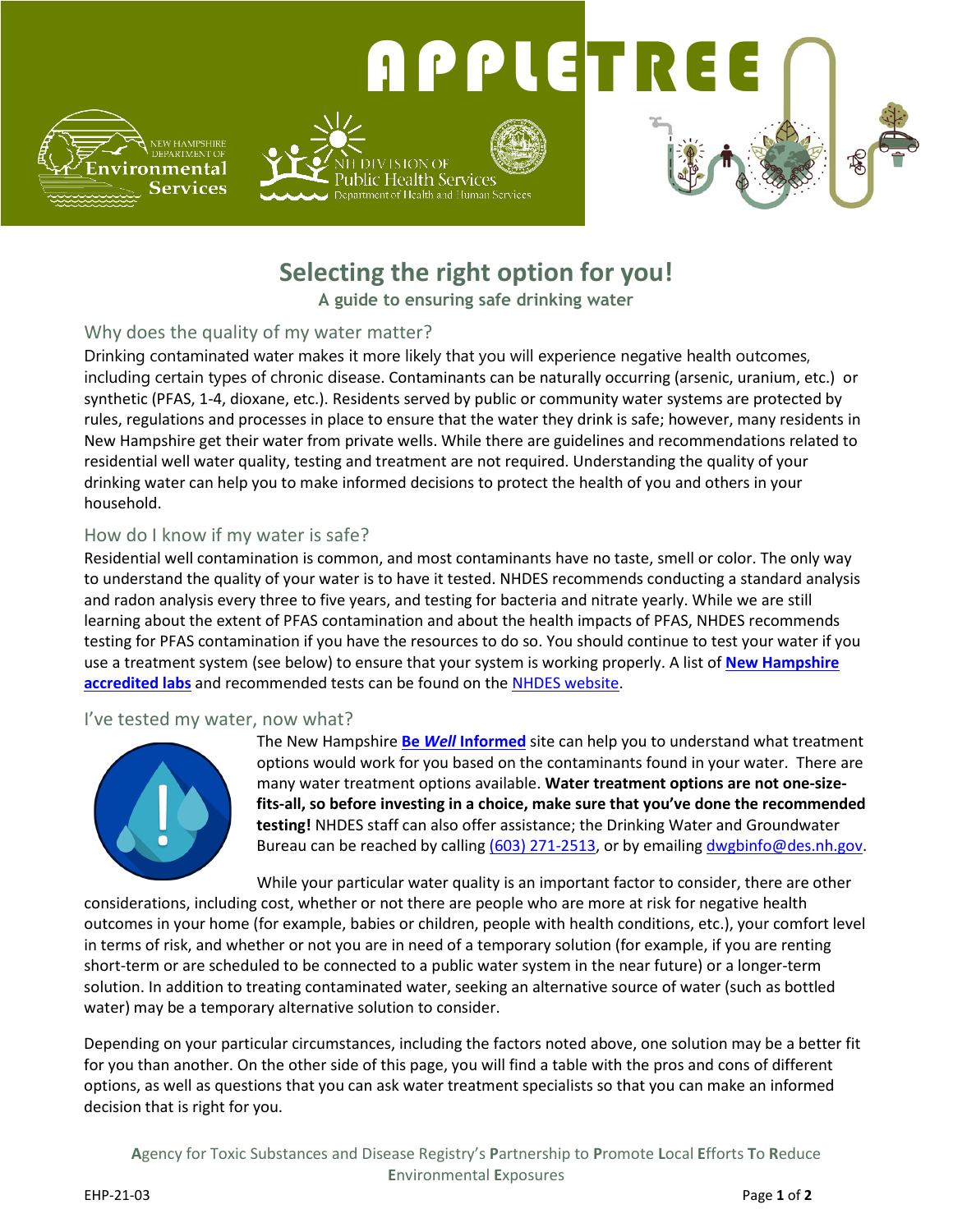# Selecting the right option for you!

**A guide to ensuring safe drinking water**

## Why does the quality of my water matter?

Drinking contaminated water makes it more likely that you will experience negative health outcomes, including certain types of chronic disease. Contaminants can be naturally occurring (arsenic, uranium, etc.) or synthetic (PFAS, 1-4, dioxane, etc.). Residents served by public or community water systems are protected by rules, regulations and processes in place to ensure that the water they drink is safe; however, many residents in New Hampshire get their water from private wells. While there are guidelines and recommendations related to residential well water quality, testing and treatment are not required. Understanding the quality of your drinking water can help you to make informed decisions to protect the health of you and others in your household.

## How do I know if my water is safe?

Residential well contamination is common, and most contaminants have no taste, smell or color. The only way to understand the quality of your water is to have it tested. NHDES recommends conducting a standard analysis and radon analysis every three to five years, and testing for bacteria and nitrate yearly. While we are still learning about the extent of PFAS contamination and about the health impacts of PFAS, NHDES recommends testing for PFAS contamination if you have the resources to do so. You should continue to test your water if you use a treatment system (see below) to ensure that your system is working properly. A list of **New Hampshire accredited labs** and recommended tests can be found on the NHDES website.

## I've tested my water, now what?

The New Hampshire **Be *Well* Informed** site can help you to understand what treatment options would work for you based on the contaminants found in your water. There are many water treatment options available. **Water treatment options are not one-size-fits-all, so before investing in a choice, make sure that you've done the recommended testing!** NHDES staff can also offer assistance; the Drinking Water and Groundwater Bureau can be reached by calling (603) 271-2513, or by emailing dwgbinfo@des.nh.gov.

While your particular water quality is an important factor to consider, there are other considerations, including cost, whether or not there are people who are more at risk for negative health outcomes in your home (for example, babies or children, people with health conditions, etc.), your comfort level in terms of risk, and whether or not you are in need of a temporary solution (for example, if you are renting short-term or are scheduled to be connected to a public water system in the near future) or a longer-term solution. In addition to treating contaminated water, seeking an alternative source of water (such as bottled water) may be a temporary alternative solution to consider.

Depending on your particular circumstances, including the factors noted above, one solution may be a better fit for you than another. On the other side of this page, you will find a table with the pros and cons of different options, as well as questions that you can ask water treatment specialists so that you can make an informed decision that is right for you.

**A**gency for Toxic Substances and Disease Registry's **P**artnership to **P**romote **L**ocal **E**fforts **T**o **R**educe **E**nvironmental **E**xposures

EHP-21-03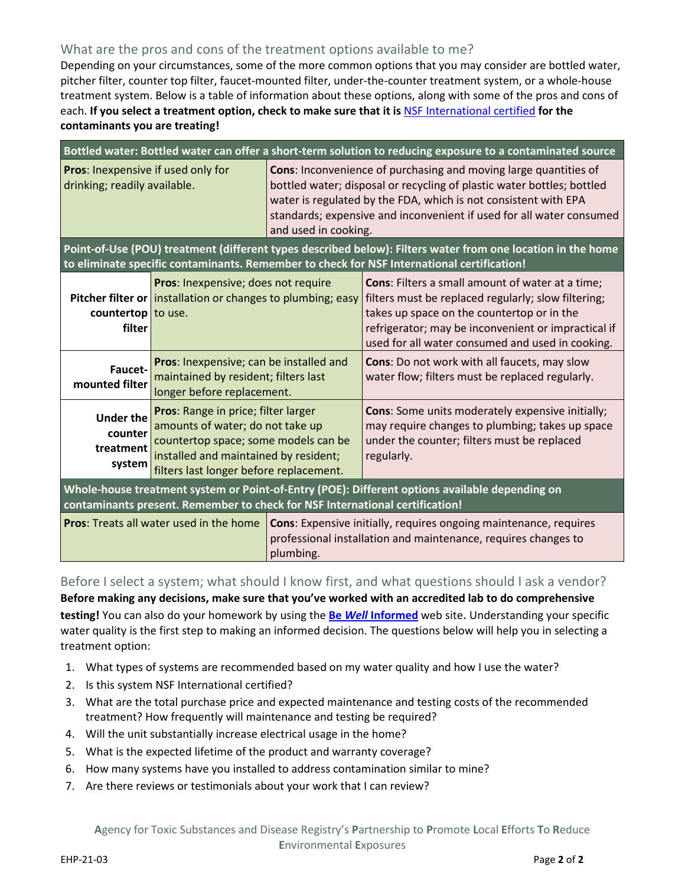## What are the pros and cons of the treatment options available to me?

Depending on your circumstances, some of the more common options that you may consider are bottled water, pitcher filter, counter top filter, faucet-mounted filter, under-the-counter treatment system, or a whole-house treatment system. Below is a table of information about these options, along with some of the pros and cons of each. **If you select a treatment option, check to make sure that it is NSF International certified for the contaminants you are treating!**

| | | |
|---|---|---|
| **Bottled water: Bottled water can offer a short-term solution to reducing exposure to a contaminated source** | | |
| **Pros**: Inexpensive if used only for drinking; readily available. | | **Cons**: Inconvenience of purchasing and moving large quantities of bottled water; disposal or recycling of plastic water bottles; bottled water is regulated by the FDA, which is not consistent with EPA standards; expensive and inconvenient if used for all water consumed and used in cooking. |
| **Point-of-Use (POU) treatment (different types described below): Filters water from one location in the home to eliminate specific contaminants. Remember to check for NSF International certification!** | | |
| **Pitcher filter or countertop filter** | **Pros**: Inexpensive; does not require installation or changes to plumbing; easy to use. | **Cons**: Filters a small amount of water at a time; filters must be replaced regularly; slow filtering; takes up space on the countertop or in the refrigerator; may be inconvenient or impractical if used for all water consumed and used in cooking. |
| **Faucet-mounted filter** | **Pros**: Inexpensive; can be installed and maintained by resident; filters last longer before replacement. | **Cons**: Do not work with all faucets, may slow water flow; filters must be replaced regularly. |
| **Under the counter treatment system** | **Pros**: Range in price; filter larger amounts of water; do not take up countertop space; some models can be installed and maintained by resident; filters last longer before replacement. | **Cons**: Some units moderately expensive initially; may require changes to plumbing; takes up space under the counter; filters must be replaced regularly. |
| **Whole-house treatment system or Point-of-Entry (POE): Different options available depending on contaminants present. Remember to check for NSF International certification!** | | |
| **Pros**: Treats all water used in the home | | **Cons**: Expensive initially, requires ongoing maintenance, requires professional installation and maintenance, requires changes to plumbing. |

## Before I select a system; what should I know first, and what questions should I ask a vendor?

**Before making any decisions, make sure that you've worked with an accredited lab to do comprehensive testing!** You can also do your homework by using the **Be *Well* Informed** web site. Understanding your specific water quality is the first step to making an informed decision. The questions below will help you in selecting a treatment option:

1. What types of systems are recommended based on my water quality and how I use the water?
2. Is this system NSF International certified?
3. What are the total purchase price and expected maintenance and testing costs of the recommended treatment? How frequently will maintenance and testing be required?
4. Will the unit substantially increase electrical usage in the home?
5. What is the expected lifetime of the product and warranty coverage?
6. How many systems have you installed to address contamination similar to mine?
7. Are there reviews or testimonials about your work that I can review?

**A**gency for Toxic Substances and Disease Registry's **P**artnership to **P**romote **L**ocal **E**fforts **T**o **R**educe **E**nvironmental **E**xposures

EHP-21-03